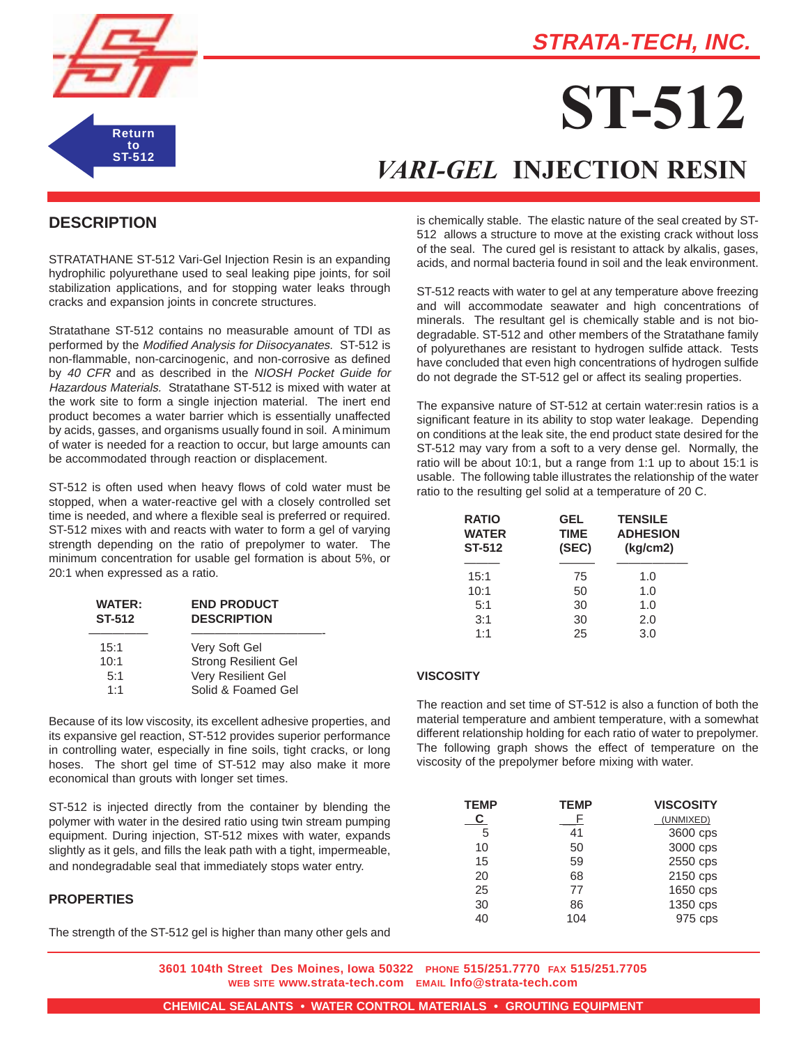STRATA-TECH, INC.

Return to ST-512

# ST-512

## *VARI-GEL* INJECTION RESIN

## DESCRIPTION

STRATATHANE ST-512 Vari-Gel Injection Resin is an expanding hydrophilic polyurethane used to seal leaking pipe joints, for soil stabilization applications, and for stopping water leaks through cracks and expansion joints in concrete structures.

Stratathane ST-512 contains no measurable amount of TDI as performed by the *Modified Analysis for Diisocyanates.* ST-512 is non-flammable, non-carcinogenic, and non-corrosive as defined by *40 CFR* and as described in the *NIOSH Pocket Guide for Hazardous Materials.* Stratathane ST-512 is mixed with water at the work site to form a single injection material. The inert end product becomes a water barrier which is essentially unaffected by acids, gasses, and organisms usually found in soil. A minimum of water is needed for a reaction to occur, but large amounts can be accommodated through reaction or displacement.

ST-512 is often used when heavy flows of cold water must be stopped, when a water-reactive gel with a closely controlled set time is needed, and where a flexible seal is preferred or required. ST-512 mixes with and reacts with water to form a gel of varying strength depending on the ratio of prepolymer to water. The minimum concentration for usable gel formation is about 5%, or 20:1 when expressed as a ratio.

| WATER: ST-512 | END PRODUCT DESCRIPTION |
|---|---|
| 15:1 | Very Soft Gel |
| 10:1 | Strong Resilient Gel |
| 5:1 | Very Resilient Gel |
| 1:1 | Solid & Foamed Gel |

Because of its low viscosity, its excellent adhesive properties, and its expansive gel reaction, ST-512 provides superior performance in controlling water, especially in fine soils, tight cracks, or long hoses. The short gel time of ST-512 may also make it more economical than grouts with longer set times.

ST-512 is injected directly from the container by blending the polymer with water in the desired ratio using twin stream pumping equipment. During injection, ST-512 mixes with water, expands slightly as it gels, and fills the leak path with a tight, impermeable, and nondegradable seal that immediately stops water entry.

### PROPERTIES

The strength of the ST-512 gel is higher than many other gels and is chemically stable. The elastic nature of the seal created by ST-512 allows a structure to move at the existing crack without loss of the seal. The cured gel is resistant to attack by alkalis, gases, acids, and normal bacteria found in soil and the leak environment.

ST-512 reacts with water to gel at any temperature above freezing and will accommodate seawater and high concentrations of minerals. The resultant gel is chemically stable and is not bio-degradable. ST-512 and other members of the Stratathane family of polyurethanes are resistant to hydrogen sulfide attack. Tests have concluded that even high concentrations of hydrogen sulfide do not degrade the ST-512 gel or affect its sealing properties.

The expansive nature of ST-512 at certain water:resin ratios is a significant feature in its ability to stop water leakage. Depending on conditions at the leak site, the end product state desired for the ST-512 may vary from a soft to a very dense gel. Normally, the ratio will be about 10:1, but a range from 1:1 up to about 15:1 is usable. The following table illustrates the relationship of the water ratio to the resulting gel solid at a temperature of 20 C.

| RATIO WATER ST-512 | GEL TIME (SEC) | TENSILE ADHESION (kg/cm2) |
|---|---|---|
| 15:1 | 75 | 1.0 |
| 10:1 | 50 | 1.0 |
| 5:1 | 30 | 1.0 |
| 3:1 | 30 | 2.0 |
| 1:1 | 25 | 3.0 |

### VISCOSITY

The reaction and set time of ST-512 is also a function of both the material temperature and ambient temperature, with a somewhat different relationship holding for each ratio of water to prepolymer. The following graph shows the effect of temperature on the viscosity of the prepolymer before mixing with water.

| TEMP C | TEMP F | VISCOSITY (UNMIXED) |
|---|---|---|
| 5 | 41 | 3600 cps |
| 10 | 50 | 3000 cps |
| 15 | 59 | 2550 cps |
| 20 | 68 | 2150 cps |
| 25 | 77 | 1650 cps |
| 30 | 86 | 1350 cps |
| 40 | 104 | 975 cps |

3601 104th Street Des Moines, Iowa 50322 PHONE 515/251.7770 FAX 515/251.7705
WEB SITE www.strata-tech.com EMAIL Info@strata-tech.com

CHEMICAL SEALANTS • WATER CONTROL MATERIALS • GROUTING EQUIPMENT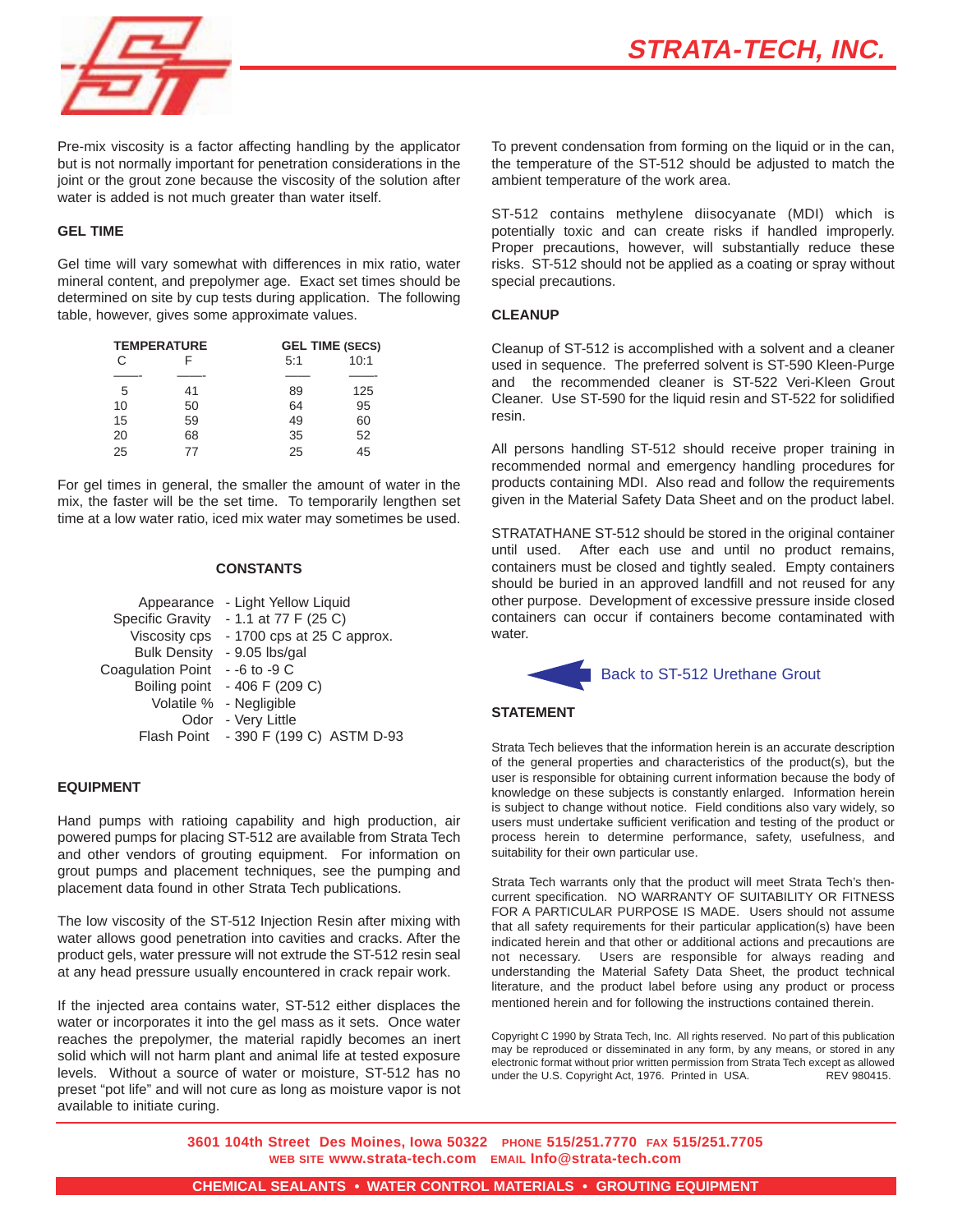Pre-mix viscosity is a factor affecting handling by the applicator but is not normally important for penetration considerations in the joint or the grout zone because the viscosity of the solution after water is added is not much greater than water itself.

## GEL TIME

Gel time will vary somewhat with differences in mix ratio, water mineral content, and prepolymer age. Exact set times should be determined on site by cup tests during application. The following table, however, gives some approximate values.

| TEMPERATURE | | GEL TIME (SECS) | |
|---|---|---|---|
| C | F | 5:1 | 10:1 |
| 5 | 41 | 89 | 125 |
| 10 | 50 | 64 | 95 |
| 15 | 59 | 49 | 60 |
| 20 | 68 | 35 | 52 |
| 25 | 77 | 25 | 45 |

For gel times in general, the smaller the amount of water in the mix, the faster will be the set time. To temporarily lengthen set time at a low water ratio, iced mix water may sometimes be used.

## CONSTANTS

| | |
|---|---|
| Appearance | - Light Yellow Liquid |
| Specific Gravity | - 1.1 at 77 F (25 C) |
| Viscosity cps | - 1700 cps at 25 C approx. |
| Bulk Density | - 9.05 lbs/gal |
| Coagulation Point | - -6 to -9 C |
| Boiling point | - 406 F (209 C) |
| Volatile % | - Negligible |
| Odor | - Very Little |
| Flash Point | - 390 F (199 C) ASTM D-93 |

## EQUIPMENT

Hand pumps with ratioing capability and high production, air powered pumps for placing ST-512 are available from Strata Tech and other vendors of grouting equipment. For information on grout pumps and placement techniques, see the pumping and placement data found in other Strata Tech publications.

The low viscosity of the ST-512 Injection Resin after mixing with water allows good penetration into cavities and cracks. After the product gels, water pressure will not extrude the ST-512 resin seal at any head pressure usually encountered in crack repair work.

If the injected area contains water, ST-512 either displaces the water or incorporates it into the gel mass as it sets. Once water reaches the prepolymer, the material rapidly becomes an inert solid which will not harm plant and animal life at tested exposure levels. Without a source of water or moisture, ST-512 has no preset "pot life" and will not cure as long as moisture vapor is not available to initiate curing.

To prevent condensation from forming on the liquid or in the can, the temperature of the ST-512 should be adjusted to match the ambient temperature of the work area.

ST-512 contains methylene diisocyanate (MDI) which is potentially toxic and can create risks if handled improperly. Proper precautions, however, will substantially reduce these risks. ST-512 should not be applied as a coating or spray without special precautions.

## CLEANUP

Cleanup of ST-512 is accomplished with a solvent and a cleaner used in sequence. The preferred solvent is ST-590 Kleen-Purge and the recommended cleaner is ST-522 Veri-Kleen Grout Cleaner. Use ST-590 for the liquid resin and ST-522 for solidified resin.

All persons handling ST-512 should receive proper training in recommended normal and emergency handling procedures for products containing MDI. Also read and follow the requirements given in the Material Safety Data Sheet and on the product label.

STRATATHANE ST-512 should be stored in the original container until used. After each use and until no product remains, containers must be closed and tightly sealed. Empty containers should be buried in an approved landfill and not reused for any other purpose. Development of excessive pressure inside closed containers can occur if containers become contaminated with water.

Back to ST-512 Urethane Grout

## STATEMENT

Strata Tech believes that the information herein is an accurate description of the general properties and characteristics of the product(s), but the user is responsible for obtaining current information because the body of knowledge on these subjects is constantly enlarged. Information herein is subject to change without notice. Field conditions also vary widely, so users must undertake sufficient verification and testing of the product or process herein to determine performance, safety, usefulness, and suitability for their own particular use.

Strata Tech warrants only that the product will meet Strata Tech's then-current specification. NO WARRANTY OF SUITABILITY OR FITNESS FOR A PARTICULAR PURPOSE IS MADE. Users should not assume that all safety requirements for their particular application(s) have been indicated herein and that other or additional actions and precautions are not necessary. Users are responsible for always reading and understanding the Material Safety Data Sheet, the product technical literature, and the product label before using any product or process mentioned herein and for following the instructions contained therein.

Copyright C 1990 by Strata Tech, Inc. All rights reserved. No part of this publication may be reproduced or disseminated in any form, by any means, or stored in any electronic format without prior written permission from Strata Tech except as allowed under the U.S. Copyright Act, 1976. Printed in USA. REV 980415.

3601 104th Street Des Moines, Iowa 50322 PHONE 515/251.7770 FAX 515/251.7705
WEB SITE www.strata-tech.com EMAIL Info@strata-tech.com

CHEMICAL SEALANTS • WATER CONTROL MATERIALS • GROUTING EQUIPMENT